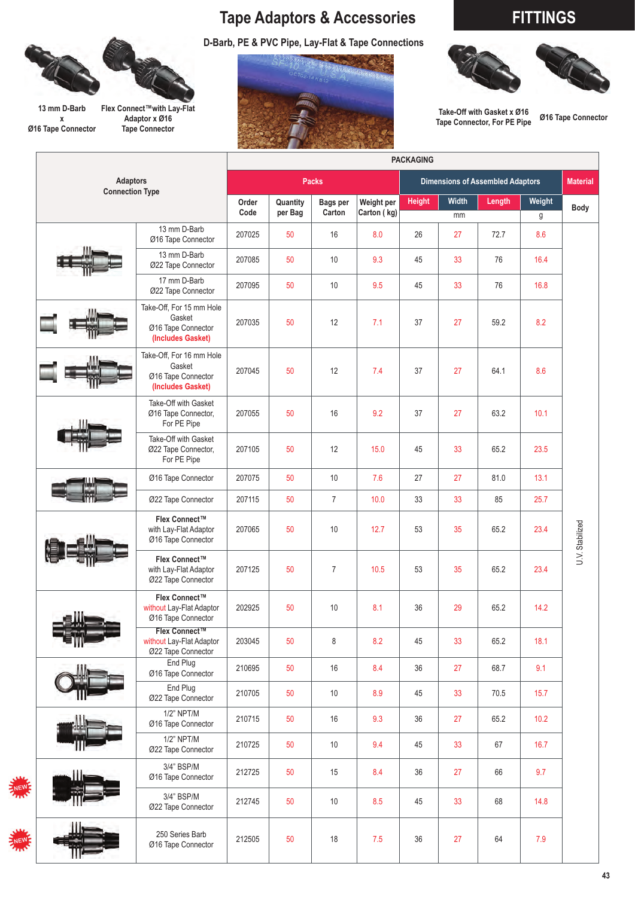# Tape Adaptors & Accessories

## FITTINGS

### D-Barb, PE & PVC Pipe, Lay-Flat & Tape Connections

13 mm D-Barb x Ø16 Tape Connector

Flex Connect™ with Lay-Flat Adaptor x Ø16 Tape Connector

Take-Off with Gasket x Ø16 Tape Connector, For PE Pipe

Ø16 Tape Connector

| Adaptors Connection Type | Packs | | | | Dimensions of Assembled Adaptors | | | | Material |
|---|---|---|---|---|---|---|---|---|---|
| | Order Code | Quantity per Bag | Bags per Carton | Weight per Carton (kg) | Height (mm) | Width (mm) | Length (mm) | Weight (g) | Body |
| 13 mm D-Barb Ø16 Tape Connector | 207025 | 50 | 16 | 8.0 | 26 | 27 | 72.7 | 8.6 | U.V. Stabilized |
| 13 mm D-Barb Ø22 Tape Connector | 207085 | 50 | 10 | 9.3 | 45 | 33 | 76 | 16.4 | U.V. Stabilized |
| 17 mm D-Barb Ø22 Tape Connector | 207095 | 50 | 10 | 9.5 | 45 | 33 | 76 | 16.8 | U.V. Stabilized |
| Take-Off, For 15 mm Hole Gasket Ø16 Tape Connector **(Includes Gasket)** | 207035 | 50 | 12 | 7.1 | 37 | 27 | 59.2 | 8.2 | U.V. Stabilized |
| Take-Off, For 16 mm Hole Gasket Ø16 Tape Connector **(Includes Gasket)** | 207045 | 50 | 12 | 7.4 | 37 | 27 | 64.1 | 8.6 | U.V. Stabilized |
| Take-Off with Gasket Ø16 Tape Connector, For PE Pipe | 207055 | 50 | 16 | 9.2 | 37 | 27 | 63.2 | 10.1 | U.V. Stabilized |
| Take-Off with Gasket Ø22 Tape Connector, For PE Pipe | 207105 | 50 | 12 | 15.0 | 45 | 33 | 65.2 | 23.5 | U.V. Stabilized |
| Ø16 Tape Connector | 207075 | 50 | 10 | 7.6 | 27 | 27 | 81.0 | 13.1 | U.V. Stabilized |
| Ø22 Tape Connector | 207115 | 50 | 7 | 10.0 | 33 | 33 | 85 | 25.7 | U.V. Stabilized |
| **Flex Connect™** with Lay-Flat Adaptor Ø16 Tape Connector | 207065 | 50 | 10 | 12.7 | 53 | 35 | 65.2 | 23.4 | U.V. Stabilized |
| **Flex Connect™** with Lay-Flat Adaptor Ø22 Tape Connector | 207125 | 50 | 7 | 10.5 | 53 | 35 | 65.2 | 23.4 | U.V. Stabilized |
| **Flex Connect™** without Lay-Flat Adaptor Ø16 Tape Connector | 202925 | 50 | 10 | 8.1 | 36 | 29 | 65.2 | 14.2 | U.V. Stabilized |
| **Flex Connect™** without Lay-Flat Adaptor Ø22 Tape Connector | 203045 | 50 | 8 | 8.2 | 45 | 33 | 65.2 | 18.1 | U.V. Stabilized |
| End Plug Ø16 Tape Connector | 210695 | 50 | 16 | 8.4 | 36 | 27 | 68.7 | 9.1 | U.V. Stabilized |
| End Plug Ø22 Tape Connector | 210705 | 50 | 10 | 8.9 | 45 | 33 | 70.5 | 15.7 | U.V. Stabilized |
| 1/2" NPT/M Ø16 Tape Connector | 210715 | 50 | 16 | 9.3 | 36 | 27 | 65.2 | 10.2 | U.V. Stabilized |
| 1/2" NPT/M Ø22 Tape Connector | 210725 | 50 | 10 | 9.4 | 45 | 33 | 67 | 16.7 | U.V. Stabilized |
| NEW 3/4" BSP/M Ø16 Tape Connector | 212725 | 50 | 15 | 8.4 | 36 | 27 | 66 | 9.7 | U.V. Stabilized |
| NEW 3/4" BSP/M Ø22 Tape Connector | 212745 | 50 | 10 | 8.5 | 45 | 33 | 68 | 14.8 | U.V. Stabilized |
| NEW 250 Series Barb Ø16 Tape Connector | 212505 | 50 | 18 | 7.5 | 36 | 27 | 64 | 7.9 | U.V. Stabilized |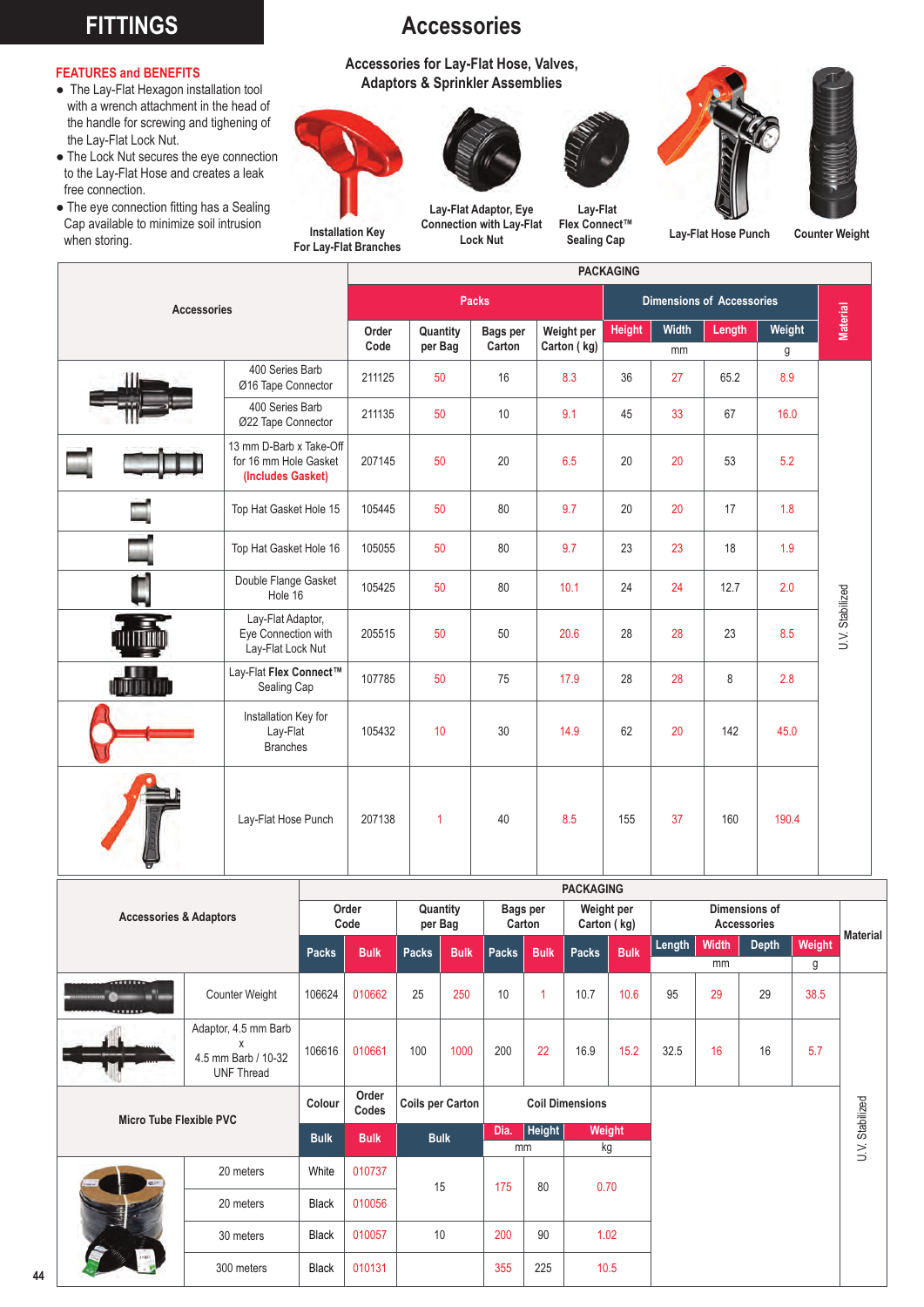# FITTINGS

# Accessories

## FEATURES and BENEFITS

- The Lay-Flat Hexagon installation tool with a wrench attachment in the head of the handle for screwing and tighening of the Lay-Flat Lock Nut.
- The Lock Nut secures the eye connection to the Lay-Flat Hose and creates a leak free connection.
- The eye connection fitting has a Sealing Cap available to minimize soil intrusion when storing.

### Accessories for Lay-Flat Hose, Valves, Adaptors & Sprinkler Assemblies

Installation Key For Lay-Flat Branches

Lay-Flat Adaptor, Eye Connection with Lay-Flat Lock Nut

Lay-Flat Flex Connect™ Sealing Cap

Lay-Flat Hose Punch

Counter Weight

| Accessories | Order Code | Quantity per Bag | Bags per Carton | Weight per Carton (kg) | Height (mm) | Width (mm) | Length (mm) | Weight (g) | Material |
|---|---|---|---|---|---|---|---|---|---|
| | Packs | | | | Dimensions of Accessories | | | | |
| 400 Series Barb Ø16 Tape Connector | 211125 | 50 | 16 | 8.3 | 36 | 27 | 65.2 | 8.9 | U.V. Stabilized |
| 400 Series Barb Ø22 Tape Connector | 211135 | 50 | 10 | 9.1 | 45 | 33 | 67 | 16.0 | U.V. Stabilized |
| 13 mm D-Barb x Take-Off for 16 mm Hole Gasket **(Includes Gasket)** | 207145 | 50 | 20 | 6.5 | 20 | 20 | 53 | 5.2 | U.V. Stabilized |
| Top Hat Gasket Hole 15 | 105445 | 50 | 80 | 9.7 | 20 | 20 | 17 | 1.8 | U.V. Stabilized |
| Top Hat Gasket Hole 16 | 105055 | 50 | 80 | 9.7 | 23 | 23 | 18 | 1.9 | U.V. Stabilized |
| Double Flange Gasket Hole 16 | 105425 | 50 | 80 | 10.1 | 24 | 24 | 12.7 | 2.0 | U.V. Stabilized |
| Lay-Flat Adaptor, Eye Connection with Lay-Flat Lock Nut | 205515 | 50 | 50 | 20.6 | 28 | 28 | 23 | 8.5 | U.V. Stabilized |
| Lay-Flat **Flex Connect™** Sealing Cap | 107785 | 50 | 75 | 17.9 | 28 | 28 | 8 | 2.8 | U.V. Stabilized |
| Installation Key for Lay-Flat Branches | 105432 | 10 | 30 | 14.9 | 62 | 20 | 142 | 45.0 | U.V. Stabilized |
| Lay-Flat Hose Punch | 207138 | 1 | 40 | 8.5 | 155 | 37 | 160 | 190.4 | U.V. Stabilized |

| Accessories & Adaptors | Order Code | | Quantity per Bag | | Bags per Carton | | Weight per Carton (kg) | | Dimensions of Accessories | | | | Material |
|---|---|---|---|---|---|---|---|---|---|---|---|---|---|
| | Packs | Bulk | Packs | Bulk | Packs | Bulk | Packs | Bulk | Length (mm) | Width (mm) | Depth (mm) | Weight (g) | |
| Counter Weight | 106624 | 010662 | 25 | 250 | 10 | 1 | 10.7 | 10.6 | 95 | 29 | 29 | 38.5 | U.V. Stabilized |
| Adaptor, 4.5 mm Barb x 4.5 mm Barb / 10-32 UNF Thread | 106616 | 010661 | 100 | 1000 | 200 | 22 | 16.9 | 15.2 | 32.5 | 16 | 16 | 5.7 | U.V. Stabilized |

| Micro Tube Flexible PVC | Colour (Bulk) | Order Codes (Bulk) | Coils per Carton (Bulk) | Dia. (mm) | Height (mm) | Weight (kg) | Material |
|---|---|---|---|---|---|---|---|
| 20 meters | White | 010737 | 15 | 175 | 80 | 0.70 | U.V. Stabilized |
| 20 meters | Black | 010056 | 15 | 175 | 80 | 0.70 | U.V. Stabilized |
| 30 meters | Black | 010057 | 10 | 200 | 90 | 1.02 | U.V. Stabilized |
| 300 meters | Black | 010131 | | 355 | 225 | 10.5 | U.V. Stabilized |